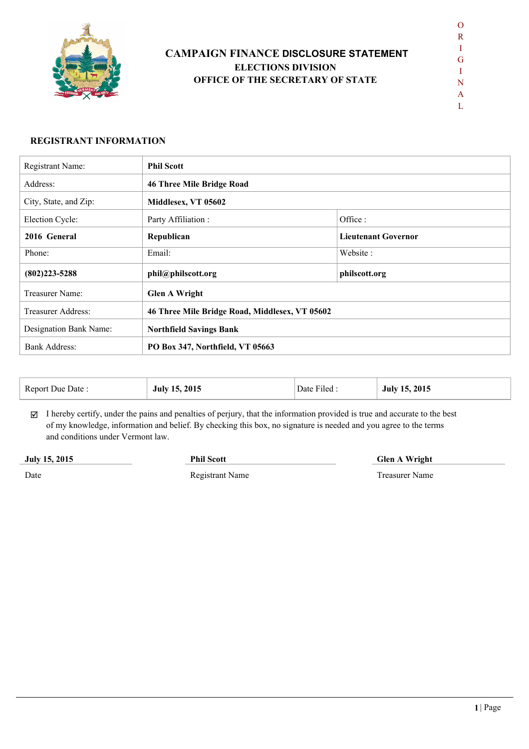# CAMPAIGN FINANCE DISCLOSURE STATEMENT

## ELECTIONS DIVISION

## OFFICE OF THE SECRETARY OF STATE

ORIGINAL

### REGISTRANT INFORMATION

| | | |
|---|---|---|
| Registrant Name: | **Phil Scott** | |
| Address: | **46 Three Mile Bridge Road** | |
| City, State, and Zip: | **Middlesex, VT 05602** | |
| Election Cycle: | Party Affiliation : | Office : |
| **2016 General** | **Republican** | **Lieutenant Governor** |
| Phone: | Email: | Website : |
| **(802)223-5288** | **phil@philscott.org** | **philscott.org** |
| Treasurer Name: | **Glen A Wright** | |
| Treasurer Address: | **46 Three Mile Bridge Road, Middlesex, VT 05602** | |
| Designation Bank Name: | **Northfield Savings Bank** | |
| Bank Address: | **PO Box 347, Northfield, VT 05663** | |

| Report Due Date : | **July 15, 2015** | Date Filed : | **July 15, 2015** |
|---|---|---|---|

☑ I hereby certify, under the pains and penalties of perjury, that the information provided is true and accurate to the best of my knowledge, information and belief. By checking this box, no signature is needed and you agree to the terms and conditions under Vermont law.

| **July 15, 2015** | **Phil Scott** | **Glen A Wright** |
|---|---|---|
| Date | Registrant Name | Treasurer Name |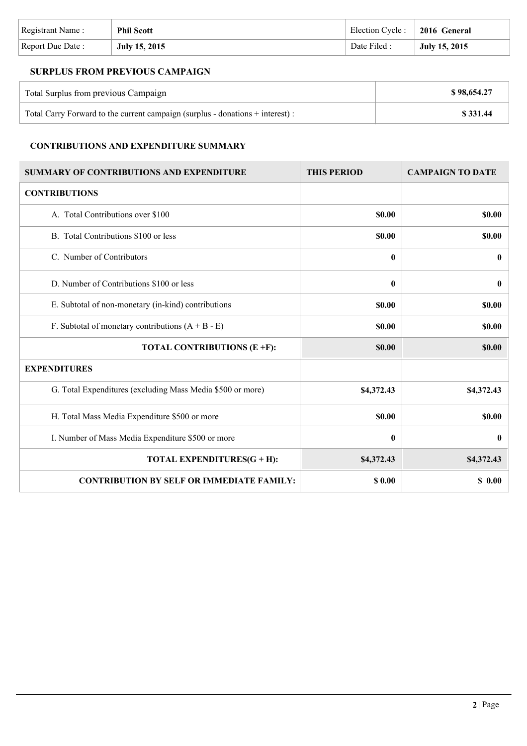| Registrant Name : | **Phil Scott** | Election Cycle : | **2016 General** |
|---|---|---|---|
| Report Due Date : | **July 15, 2015** | Date Filed : | **July 15, 2015** |

### SURPLUS FROM PREVIOUS CAMPAIGN

| | |
|---|---|
| Total Surplus from previous Campaign | **$ 98,654.27** |
| Total Carry Forward to the current campaign (surplus - donations + interest) : | **$ 331.44** |

### CONTRIBUTIONS AND EXPENDITURE SUMMARY

| SUMMARY OF CONTRIBUTIONS AND EXPENDITURE | THIS PERIOD | CAMPAIGN TO DATE |
|---|---|---|
| **CONTRIBUTIONS** | | |
| A. Total Contributions over $100 | **$0.00** | **$0.00** |
| B. Total Contributions $100 or less | **$0.00** | **$0.00** |
| C. Number of Contributors | **0** | **0** |
| D. Number of Contributions $100 or less | **0** | **0** |
| E. Subtotal of non-monetary (in-kind) contributions | **$0.00** | **$0.00** |
| F. Subtotal of monetary contributions (A + B - E) | **$0.00** | **$0.00** |
| **TOTAL CONTRIBUTIONS (E +F):** | **$0.00** | **$0.00** |
| **EXPENDITURES** | | |
| G. Total Expenditures (excluding Mass Media $500 or more) | **$4,372.43** | **$4,372.43** |
| H. Total Mass Media Expenditure $500 or more | **$0.00** | **$0.00** |
| I. Number of Mass Media Expenditure $500 or more | **0** | **0** |
| **TOTAL EXPENDITURES(G + H):** | **$4,372.43** | **$4,372.43** |
| **CONTRIBUTION BY SELF OR IMMEDIATE FAMILY:** | **$ 0.00** | **$ 0.00** |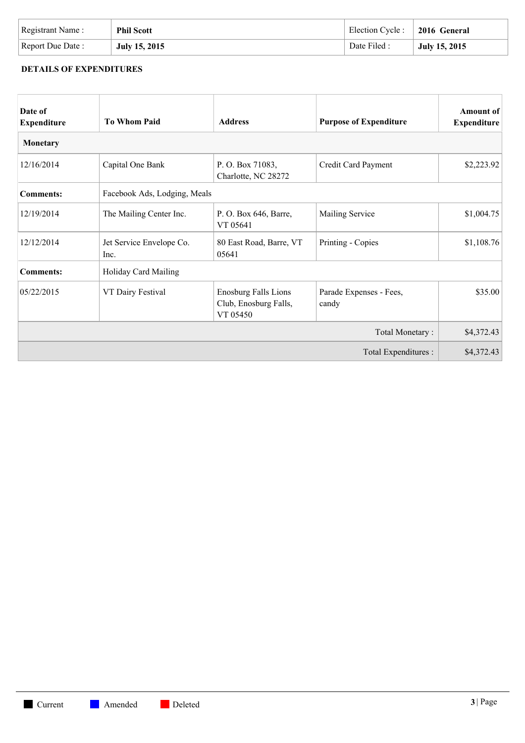| | | | |
|---|---|---|---|
| Registrant Name : | **Phil Scott** | Election Cycle : | **2016 General** |
| Report Due Date : | **July 15, 2015** | Date Filed : | **July 15, 2015** |

**DETAILS OF EXPENDITURES**

| Date of Expenditure | To Whom Paid | Address | Purpose of Expenditure | Amount of Expenditure |
|---|---|---|---|---|
| **Monetary** | | | | |
| 12/16/2014 | Capital One Bank | P. O. Box 71083, Charlotte, NC 28272 | Credit Card Payment | $2,223.92 |
| **Comments:** | Facebook Ads, Lodging, Meals | | | |
| 12/19/2014 | The Mailing Center Inc. | P. O. Box 646, Barre, VT 05641 | Mailing Service | $1,004.75 |
| 12/12/2014 | Jet Service Envelope Co. Inc. | 80 East Road, Barre, VT 05641 | Printing - Copies | $1,108.76 |
| **Comments:** | Holiday Card Mailing | | | |
| 05/22/2015 | VT Dairy Festival | Enosburg Falls Lions Club, Enosburg Falls, VT 05450 | Parade Expenses - Fees, candy | $35.00 |
| | | | Total Monetary : | $4,372.43 |
| | | | Total Expenditures : | $4,372.43 |

Current Amended Deleted